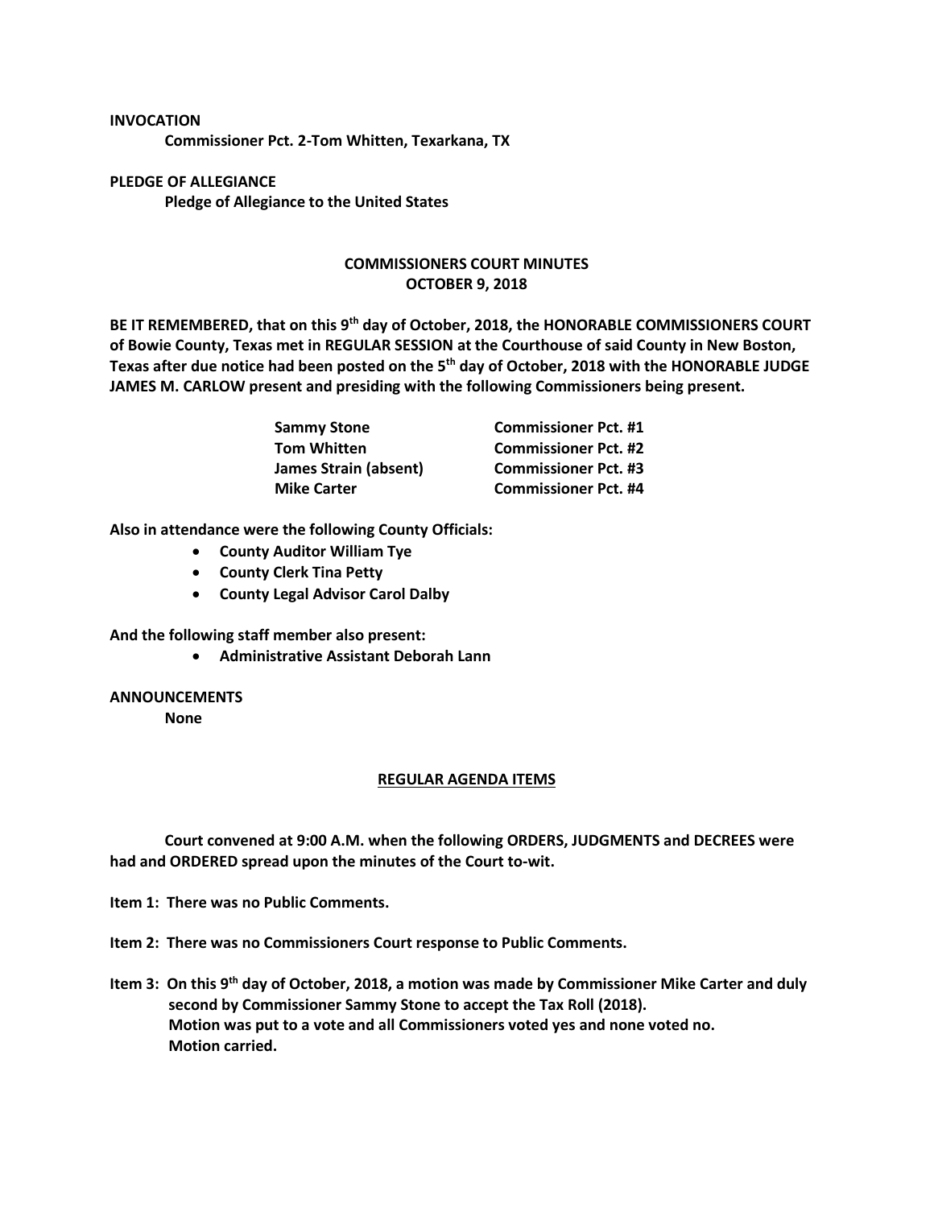**INVOCATION**

**Commissioner Pct. 2-Tom Whitten, Texarkana, TX**

**PLEDGE OF ALLEGIANCE**

**Pledge of Allegiance to the United States**

## COMMISSIONERS COURT MINUTES
## OCTOBER 9, 2018

**BE IT REMEMBERED, that on this 9th day of October, 2018, the HONORABLE COMMISSIONERS COURT of Bowie County, Texas met in REGULAR SESSION at the Courthouse of said County in New Boston, Texas after due notice had been posted on the 5th day of October, 2018 with the HONORABLE JUDGE JAMES M. CARLOW present and presiding with the following Commissioners being present.**

| | |
|---|---|
| **Sammy Stone** | **Commissioner Pct. #1** |
| **Tom Whitten** | **Commissioner Pct. #2** |
| **James Strain (absent)** | **Commissioner Pct. #3** |
| **Mike Carter** | **Commissioner Pct. #4** |

**Also in attendance were the following County Officials:**

- **County Auditor William Tye**
- **County Clerk Tina Petty**
- **County Legal Advisor Carol Dalby**

**And the following staff member also present:**

- **Administrative Assistant Deborah Lann**

**ANNOUNCEMENTS**

**None**

## REGULAR AGENDA ITEMS

**Court convened at 9:00 A.M. when the following ORDERS, JUDGMENTS and DECREES were had and ORDERED spread upon the minutes of the Court to-wit.**

**Item 1: There was no Public Comments.**

**Item 2: There was no Commissioners Court response to Public Comments.**

**Item 3: On this 9th day of October, 2018, a motion was made by Commissioner Mike Carter and duly second by Commissioner Sammy Stone to accept the Tax Roll (2018).
Motion was put to a vote and all Commissioners voted yes and none voted no.
Motion carried.**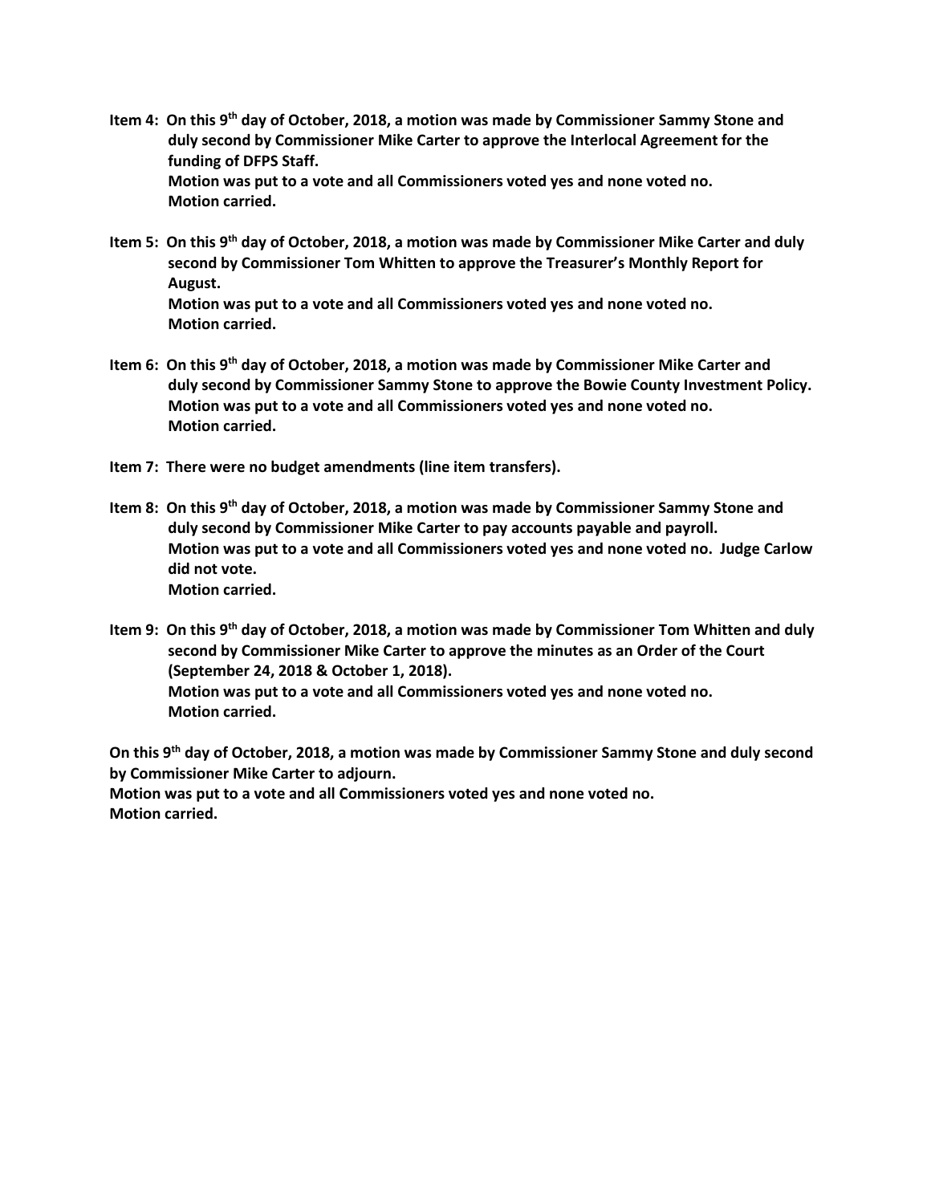**Item 4: On this 9th day of October, 2018, a motion was made by Commissioner Sammy Stone and duly second by Commissioner Mike Carter to approve the Interlocal Agreement for the funding of DFPS Staff.**
**Motion was put to a vote and all Commissioners voted yes and none voted no.**
**Motion carried.**

**Item 5: On this 9th day of October, 2018, a motion was made by Commissioner Mike Carter and duly second by Commissioner Tom Whitten to approve the Treasurer's Monthly Report for August.**
**Motion was put to a vote and all Commissioners voted yes and none voted no.**
**Motion carried.**

**Item 6: On this 9th day of October, 2018, a motion was made by Commissioner Mike Carter and duly second by Commissioner Sammy Stone to approve the Bowie County Investment Policy.**
**Motion was put to a vote and all Commissioners voted yes and none voted no.**
**Motion carried.**

**Item 7: There were no budget amendments (line item transfers).**

**Item 8: On this 9th day of October, 2018, a motion was made by Commissioner Sammy Stone and duly second by Commissioner Mike Carter to pay accounts payable and payroll.**
**Motion was put to a vote and all Commissioners voted yes and none voted no. Judge Carlow did not vote.**
**Motion carried.**

**Item 9: On this 9th day of October, 2018, a motion was made by Commissioner Tom Whitten and duly second by Commissioner Mike Carter to approve the minutes as an Order of the Court (September 24, 2018 & October 1, 2018).**
**Motion was put to a vote and all Commissioners voted yes and none voted no.**
**Motion carried.**

**On this 9th day of October, 2018, a motion was made by Commissioner Sammy Stone and duly second by Commissioner Mike Carter to adjourn.**
**Motion was put to a vote and all Commissioners voted yes and none voted no.**
**Motion carried.**